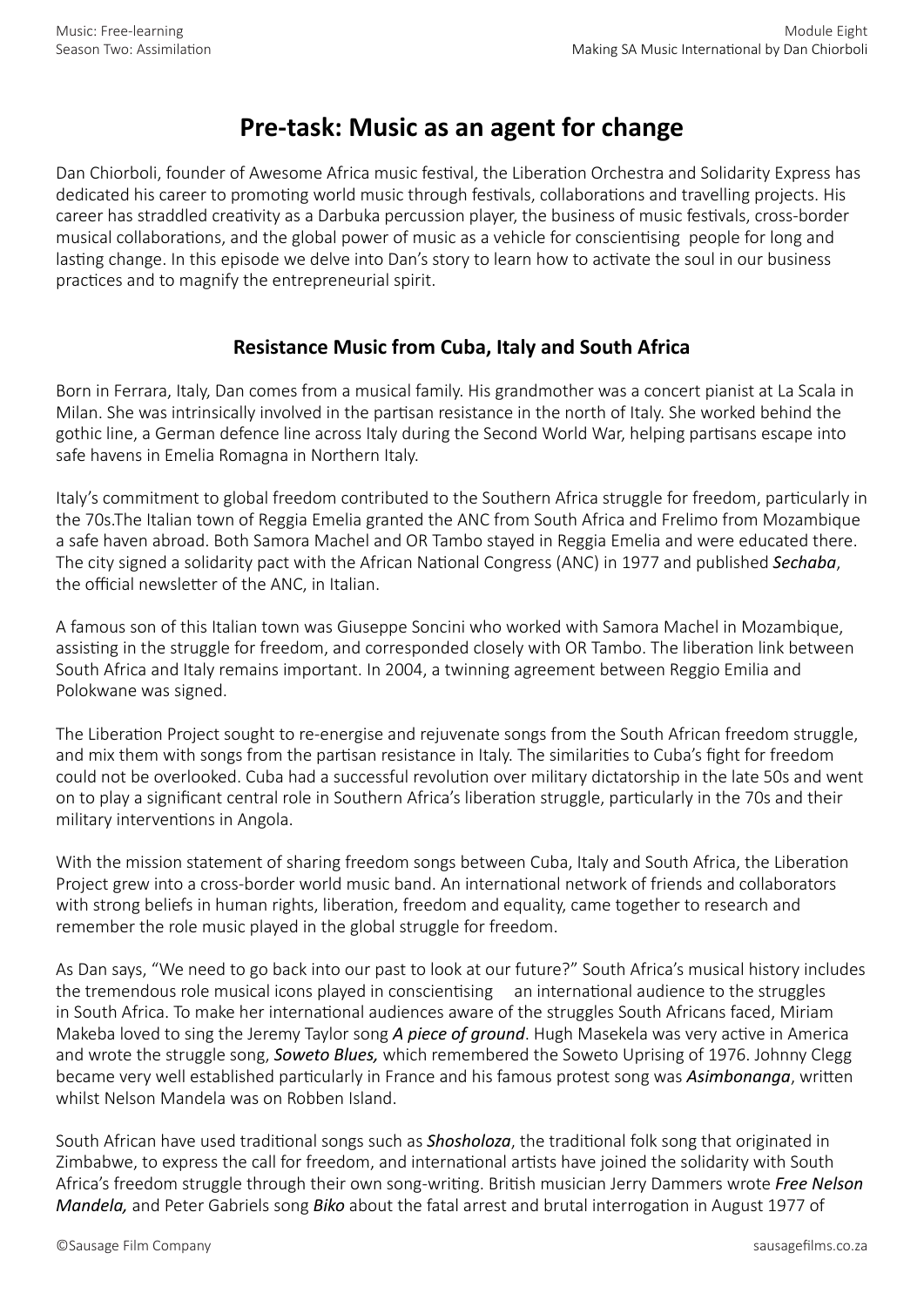# Pre-task: Music as an agent for change

Dan Chiorboli, founder of Awesome Africa music festival, the Liberation Orchestra and Solidarity Express has dedicated his career to promoting world music through festivals, collaborations and travelling projects. His career has straddled creativity as a Darbuka percussion player, the business of music festivals, cross-border musical collaborations, and the global power of music as a vehicle for conscientising people for long and lasting change. In this episode we delve into Dan's story to learn how to activate the soul in our business practices and to magnify the entrepreneurial spirit.

## Resistance Music from Cuba, Italy and South Africa

Born in Ferrara, Italy, Dan comes from a musical family. His grandmother was a concert pianist at La Scala in Milan. She was intrinsically involved in the partisan resistance in the north of Italy. She worked behind the gothic line, a German defence line across Italy during the Second World War, helping partisans escape into safe havens in Emelia Romagna in Northern Italy.

Italy's commitment to global freedom contributed to the Southern Africa struggle for freedom, particularly in the 70s.The Italian town of Reggia Emelia granted the ANC from South Africa and Frelimo from Mozambique a safe haven abroad. Both Samora Machel and OR Tambo stayed in Reggia Emelia and were educated there. The city signed a solidarity pact with the African National Congress (ANC) in 1977 and published ***Sechaba***, the official newsletter of the ANC, in Italian.

A famous son of this Italian town was Giuseppe Soncini who worked with Samora Machel in Mozambique, assisting in the struggle for freedom, and corresponded closely with OR Tambo. The liberation link between South Africa and Italy remains important. In 2004, a twinning agreement between Reggio Emilia and Polokwane was signed.

The Liberation Project sought to re-energise and rejuvenate songs from the South African freedom struggle, and mix them with songs from the partisan resistance in Italy. The similarities to Cuba's fight for freedom could not be overlooked. Cuba had a successful revolution over military dictatorship in the late 50s and went on to play a significant central role in Southern Africa's liberation struggle, particularly in the 70s and their military interventions in Angola.

With the mission statement of sharing freedom songs between Cuba, Italy and South Africa, the Liberation Project grew into a cross-border world music band. An international network of friends and collaborators with strong beliefs in human rights, liberation, freedom and equality, came together to research and remember the role music played in the global struggle for freedom.

As Dan says, "We need to go back into our past to look at our future?" South Africa's musical history includes the tremendous role musical icons played in conscientising an international audience to the struggles in South Africa. To make her international audiences aware of the struggles South Africans faced, Miriam Makeba loved to sing the Jeremy Taylor song ***A piece of ground***. Hugh Masekela was very active in America and wrote the struggle song, ***Soweto Blues,*** which remembered the Soweto Uprising of 1976. Johnny Clegg became very well established particularly in France and his famous protest song was ***Asimbonanga***, written whilst Nelson Mandela was on Robben Island.

South African have used traditional songs such as ***Shosholoza***, the traditional folk song that originated in Zimbabwe, to express the call for freedom, and international artists have joined the solidarity with South Africa's freedom struggle through their own song-writing. British musician Jerry Dammers wrote ***Free Nelson Mandela,*** and Peter Gabriels song ***Biko*** about the fatal arrest and brutal interrogation in August 1977 of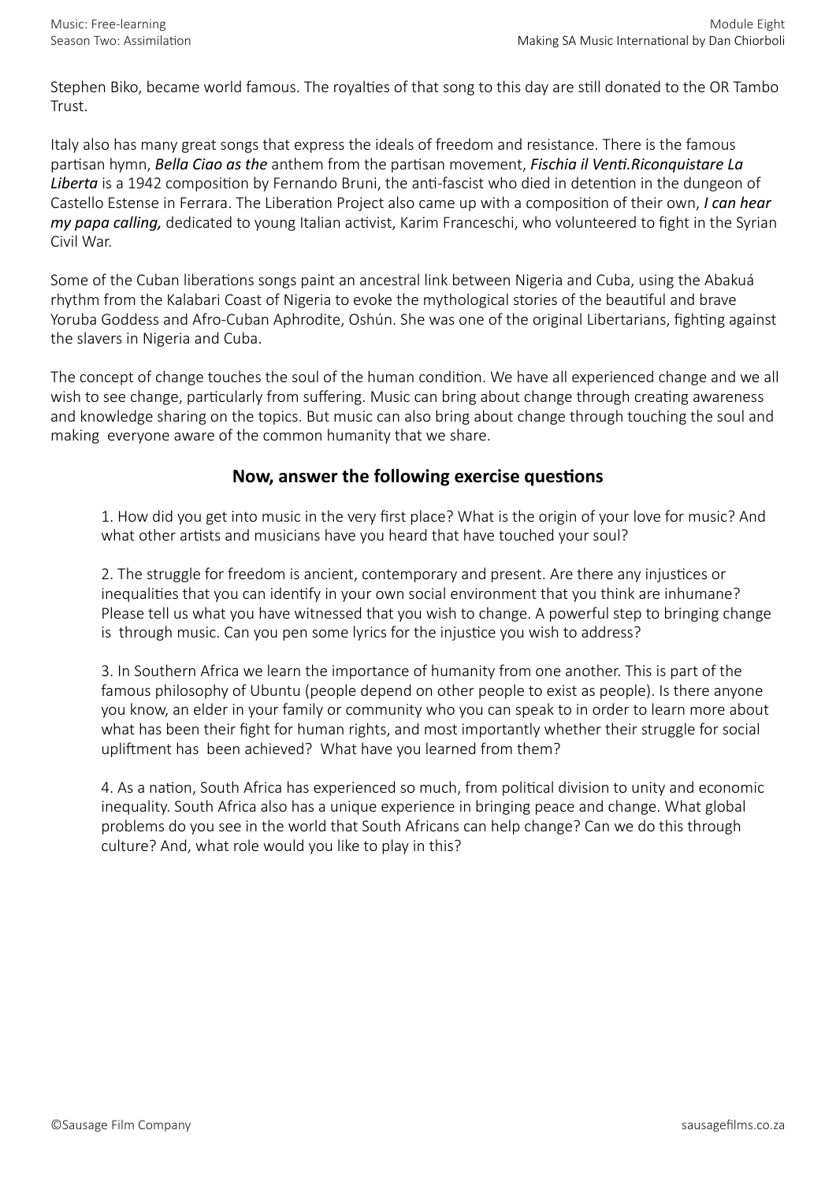Stephen Biko, became world famous. The royalties of that song to this day are still donated to the OR Tambo Trust.

Italy also has many great songs that express the ideals of freedom and resistance. There is the famous partisan hymn, ***Bella Ciao as the*** anthem from the partisan movement, ***Fischia il Venti.Riconquistare La Liberta*** is a 1942 composition by Fernando Bruni, the anti-fascist who died in detention in the dungeon of Castello Estense in Ferrara. The Liberation Project also came up with a composition of their own, ***I can hear my papa calling,*** dedicated to young Italian activist, Karim Franceschi, who volunteered to fight in the Syrian Civil War.

Some of the Cuban liberations songs paint an ancestral link between Nigeria and Cuba, using the Abakuá rhythm from the Kalabari Coast of Nigeria to evoke the mythological stories of the beautiful and brave Yoruba Goddess and Afro-Cuban Aphrodite, Oshún. She was one of the original Libertarians, fighting against the slavers in Nigeria and Cuba.

The concept of change touches the soul of the human condition. We have all experienced change and we all wish to see change, particularly from suffering. Music can bring about change through creating awareness and knowledge sharing on the topics. But music can also bring about change through touching the soul and making everyone aware of the common humanity that we share.

## Now, answer the following exercise questions

1. How did you get into music in the very first place? What is the origin of your love for music? And what other artists and musicians have you heard that have touched your soul?

2. The struggle for freedom is ancient, contemporary and present. Are there any injustices or inequalities that you can identify in your own social environment that you think are inhumane? Please tell us what you have witnessed that you wish to change. A powerful step to bringing change is through music. Can you pen some lyrics for the injustice you wish to address?

3. In Southern Africa we learn the importance of humanity from one another. This is part of the famous philosophy of Ubuntu (people depend on other people to exist as people). Is there anyone you know, an elder in your family or community who you can speak to in order to learn more about what has been their fight for human rights, and most importantly whether their struggle for social upliftment has been achieved? What have you learned from them?

4. As a nation, South Africa has experienced so much, from political division to unity and economic inequality. South Africa also has a unique experience in bringing peace and change. What global problems do you see in the world that South Africans can help change? Can we do this through culture? And, what role would you like to play in this?